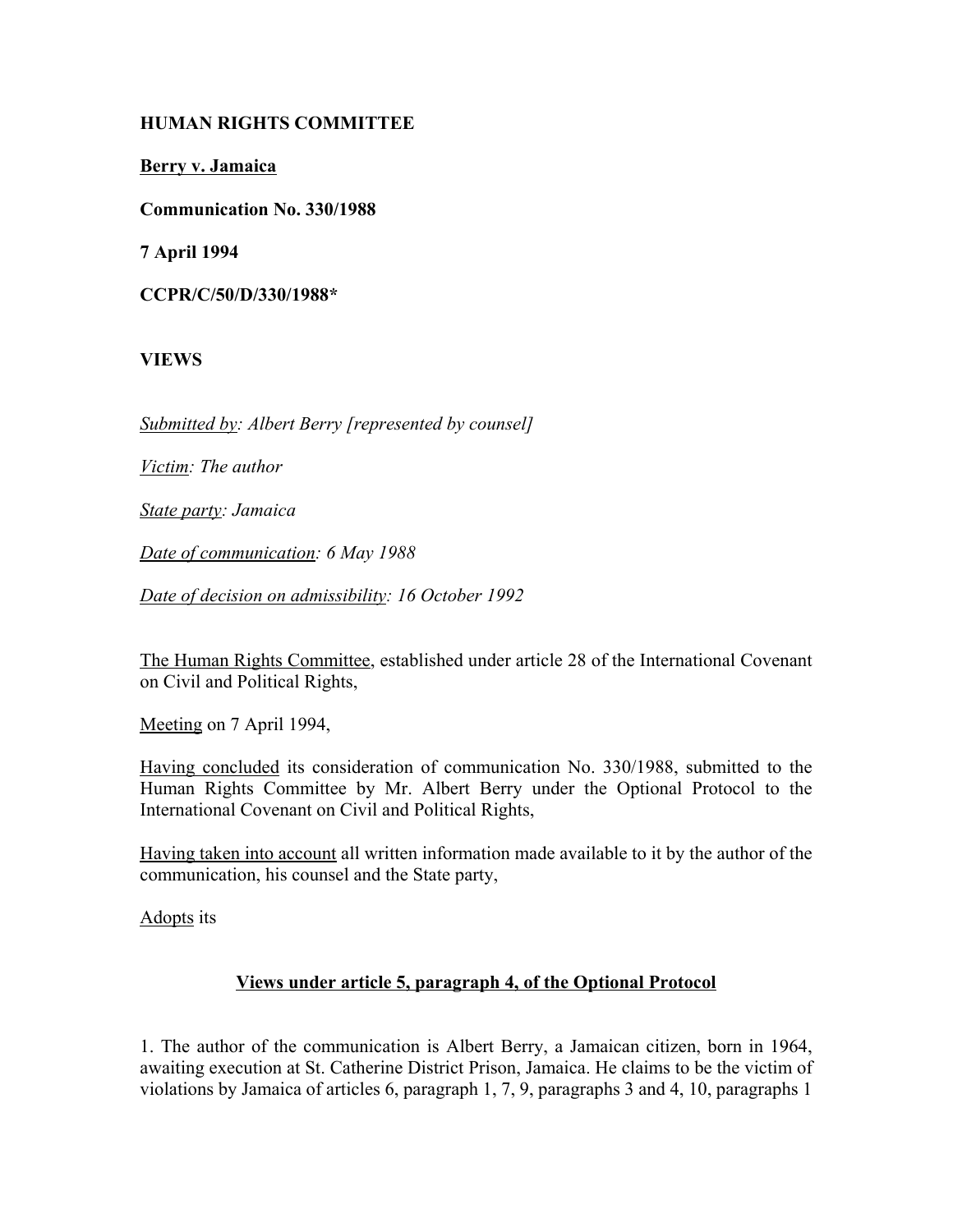**HUMAN RIGHTS COMMITTEE**

**Berry v. Jamaica**

**Communication No. 330/1988**

**7 April 1994**

**CCPR/C/50/D/330/1988***

**VIEWS**

*Submitted by: Albert Berry [represented by counsel]*

*Victim: The author*

*State party: Jamaica*

*Date of communication: 6 May 1988*

*Date of decision on admissibility: 16 October 1992*

The Human Rights Committee, established under article 28 of the International Covenant on Civil and Political Rights,

Meeting on 7 April 1994,

Having concluded its consideration of communication No. 330/1988, submitted to the Human Rights Committee by Mr. Albert Berry under the Optional Protocol to the International Covenant on Civil and Political Rights,

Having taken into account all written information made available to it by the author of the communication, his counsel and the State party,

Adopts its

**Views under article 5, paragraph 4, of the Optional Protocol**

1. The author of the communication is Albert Berry, a Jamaican citizen, born in 1964, awaiting execution at St. Catherine District Prison, Jamaica. He claims to be the victim of violations by Jamaica of articles 6, paragraph 1, 7, 9, paragraphs 3 and 4, 10, paragraphs 1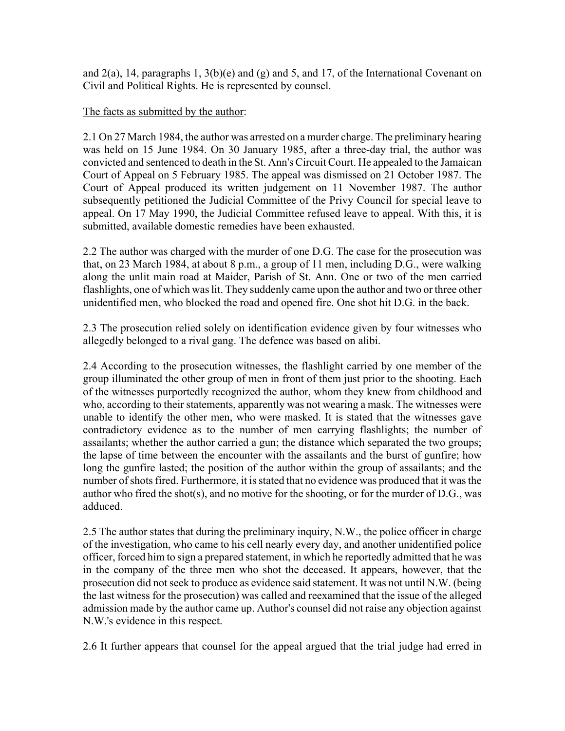and 2(a), 14, paragraphs 1, 3(b)(e) and (g) and 5, and 17, of the International Covenant on Civil and Political Rights. He is represented by counsel.

The facts as submitted by the author:

2.1 On 27 March 1984, the author was arrested on a murder charge. The preliminary hearing was held on 15 June 1984. On 30 January 1985, after a three-day trial, the author was convicted and sentenced to death in the St. Ann's Circuit Court. He appealed to the Jamaican Court of Appeal on 5 February 1985. The appeal was dismissed on 21 October 1987. The Court of Appeal produced its written judgement on 11 November 1987. The author subsequently petitioned the Judicial Committee of the Privy Council for special leave to appeal. On 17 May 1990, the Judicial Committee refused leave to appeal. With this, it is submitted, available domestic remedies have been exhausted.

2.2 The author was charged with the murder of one D.G. The case for the prosecution was that, on 23 March 1984, at about 8 p.m., a group of 11 men, including D.G., were walking along the unlit main road at Maider, Parish of St. Ann. One or two of the men carried flashlights, one of which was lit. They suddenly came upon the author and two or three other unidentified men, who blocked the road and opened fire. One shot hit D.G. in the back.

2.3 The prosecution relied solely on identification evidence given by four witnesses who allegedly belonged to a rival gang. The defence was based on alibi.

2.4 According to the prosecution witnesses, the flashlight carried by one member of the group illuminated the other group of men in front of them just prior to the shooting. Each of the witnesses purportedly recognized the author, whom they knew from childhood and who, according to their statements, apparently was not wearing a mask. The witnesses were unable to identify the other men, who were masked. It is stated that the witnesses gave contradictory evidence as to the number of men carrying flashlights; the number of assailants; whether the author carried a gun; the distance which separated the two groups; the lapse of time between the encounter with the assailants and the burst of gunfire; how long the gunfire lasted; the position of the author within the group of assailants; and the number of shots fired. Furthermore, it is stated that no evidence was produced that it was the author who fired the shot(s), and no motive for the shooting, or for the murder of D.G., was adduced.

2.5 The author states that during the preliminary inquiry, N.W., the police officer in charge of the investigation, who came to his cell nearly every day, and another unidentified police officer, forced him to sign a prepared statement, in which he reportedly admitted that he was in the company of the three men who shot the deceased. It appears, however, that the prosecution did not seek to produce as evidence said statement. It was not until N.W. (being the last witness for the prosecution) was called and reexamined that the issue of the alleged admission made by the author came up. Author's counsel did not raise any objection against N.W.'s evidence in this respect.

2.6 It further appears that counsel for the appeal argued that the trial judge had erred in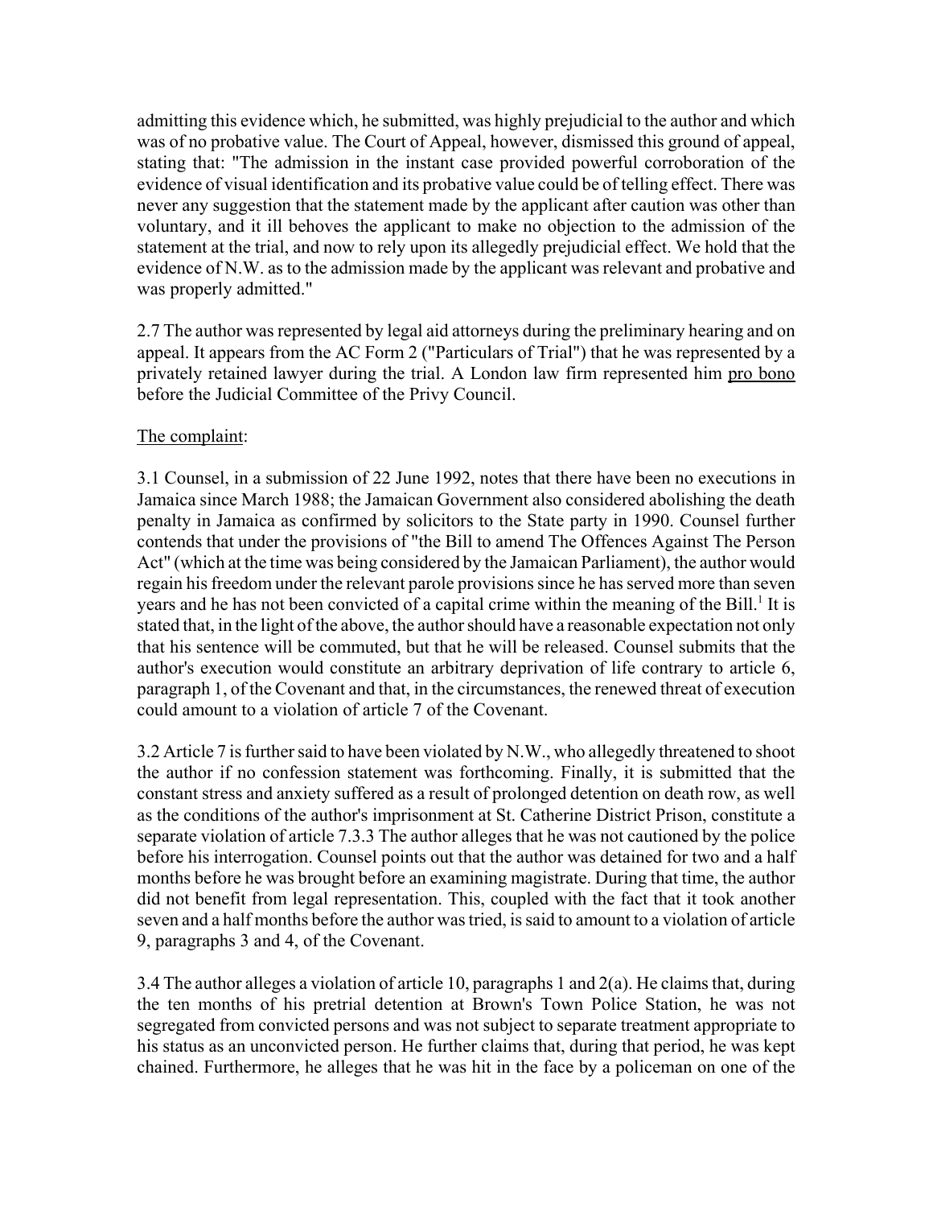admitting this evidence which, he submitted, was highly prejudicial to the author and which was of no probative value. The Court of Appeal, however, dismissed this ground of appeal, stating that: "The admission in the instant case provided powerful corroboration of the evidence of visual identification and its probative value could be of telling effect. There was never any suggestion that the statement made by the applicant after caution was other than voluntary, and it ill behoves the applicant to make no objection to the admission of the statement at the trial, and now to rely upon its allegedly prejudicial effect. We hold that the evidence of N.W. as to the admission made by the applicant was relevant and probative and was properly admitted."

2.7 The author was represented by legal aid attorneys during the preliminary hearing and on appeal. It appears from the AC Form 2 ("Particulars of Trial") that he was represented by a privately retained lawyer during the trial. A London law firm represented him pro bono before the Judicial Committee of the Privy Council.

The complaint:

3.1 Counsel, in a submission of 22 June 1992, notes that there have been no executions in Jamaica since March 1988; the Jamaican Government also considered abolishing the death penalty in Jamaica as confirmed by solicitors to the State party in 1990. Counsel further contends that under the provisions of "the Bill to amend The Offences Against The Person Act" (which at the time was being considered by the Jamaican Parliament), the author would regain his freedom under the relevant parole provisions since he has served more than seven years and he has not been convicted of a capital crime within the meaning of the Bill.[1] It is stated that, in the light of the above, the author should have a reasonable expectation not only that his sentence will be commuted, but that he will be released. Counsel submits that the author's execution would constitute an arbitrary deprivation of life contrary to article 6, paragraph 1, of the Covenant and that, in the circumstances, the renewed threat of execution could amount to a violation of article 7 of the Covenant.

3.2 Article 7 is further said to have been violated by N.W., who allegedly threatened to shoot the author if no confession statement was forthcoming. Finally, it is submitted that the constant stress and anxiety suffered as a result of prolonged detention on death row, as well as the conditions of the author's imprisonment at St. Catherine District Prison, constitute a separate violation of article 7.

3.3 The author alleges that he was not cautioned by the police before his interrogation. Counsel points out that the author was detained for two and a half months before he was brought before an examining magistrate. During that time, the author did not benefit from legal representation. This, coupled with the fact that it took another seven and a half months before the author was tried, is said to amount to a violation of article 9, paragraphs 3 and 4, of the Covenant.

3.4 The author alleges a violation of article 10, paragraphs 1 and 2(a). He claims that, during the ten months of his pretrial detention at Brown's Town Police Station, he was not segregated from convicted persons and was not subject to separate treatment appropriate to his status as an unconvicted person. He further claims that, during that period, he was kept chained. Furthermore, he alleges that he was hit in the face by a policeman on one of the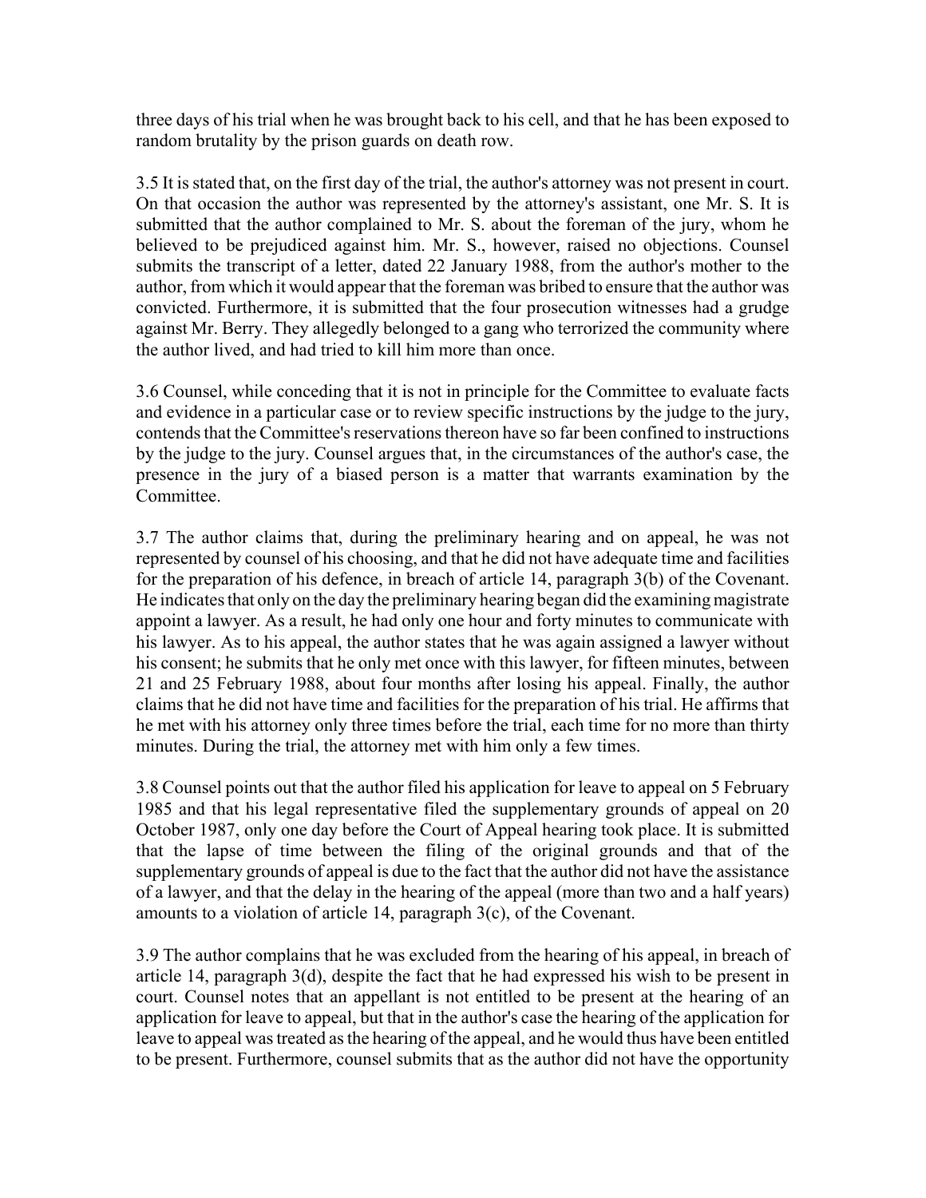three days of his trial when he was brought back to his cell, and that he has been exposed to random brutality by the prison guards on death row.

3.5 It is stated that, on the first day of the trial, the author's attorney was not present in court. On that occasion the author was represented by the attorney's assistant, one Mr. S. It is submitted that the author complained to Mr. S. about the foreman of the jury, whom he believed to be prejudiced against him. Mr. S., however, raised no objections. Counsel submits the transcript of a letter, dated 22 January 1988, from the author's mother to the author, from which it would appear that the foreman was bribed to ensure that the author was convicted. Furthermore, it is submitted that the four prosecution witnesses had a grudge against Mr. Berry. They allegedly belonged to a gang who terrorized the community where the author lived, and had tried to kill him more than once.

3.6 Counsel, while conceding that it is not in principle for the Committee to evaluate facts and evidence in a particular case or to review specific instructions by the judge to the jury, contends that the Committee's reservations thereon have so far been confined to instructions by the judge to the jury. Counsel argues that, in the circumstances of the author's case, the presence in the jury of a biased person is a matter that warrants examination by the Committee.

3.7 The author claims that, during the preliminary hearing and on appeal, he was not represented by counsel of his choosing, and that he did not have adequate time and facilities for the preparation of his defence, in breach of article 14, paragraph 3(b) of the Covenant. He indicates that only on the day the preliminary hearing began did the examining magistrate appoint a lawyer. As a result, he had only one hour and forty minutes to communicate with his lawyer. As to his appeal, the author states that he was again assigned a lawyer without his consent; he submits that he only met once with this lawyer, for fifteen minutes, between 21 and 25 February 1988, about four months after losing his appeal. Finally, the author claims that he did not have time and facilities for the preparation of his trial. He affirms that he met with his attorney only three times before the trial, each time for no more than thirty minutes. During the trial, the attorney met with him only a few times.

3.8 Counsel points out that the author filed his application for leave to appeal on 5 February 1985 and that his legal representative filed the supplementary grounds of appeal on 20 October 1987, only one day before the Court of Appeal hearing took place. It is submitted that the lapse of time between the filing of the original grounds and that of the supplementary grounds of appeal is due to the fact that the author did not have the assistance of a lawyer, and that the delay in the hearing of the appeal (more than two and a half years) amounts to a violation of article 14, paragraph 3(c), of the Covenant.

3.9 The author complains that he was excluded from the hearing of his appeal, in breach of article 14, paragraph 3(d), despite the fact that he had expressed his wish to be present in court. Counsel notes that an appellant is not entitled to be present at the hearing of an application for leave to appeal, but that in the author's case the hearing of the application for leave to appeal was treated as the hearing of the appeal, and he would thus have been entitled to be present. Furthermore, counsel submits that as the author did not have the opportunity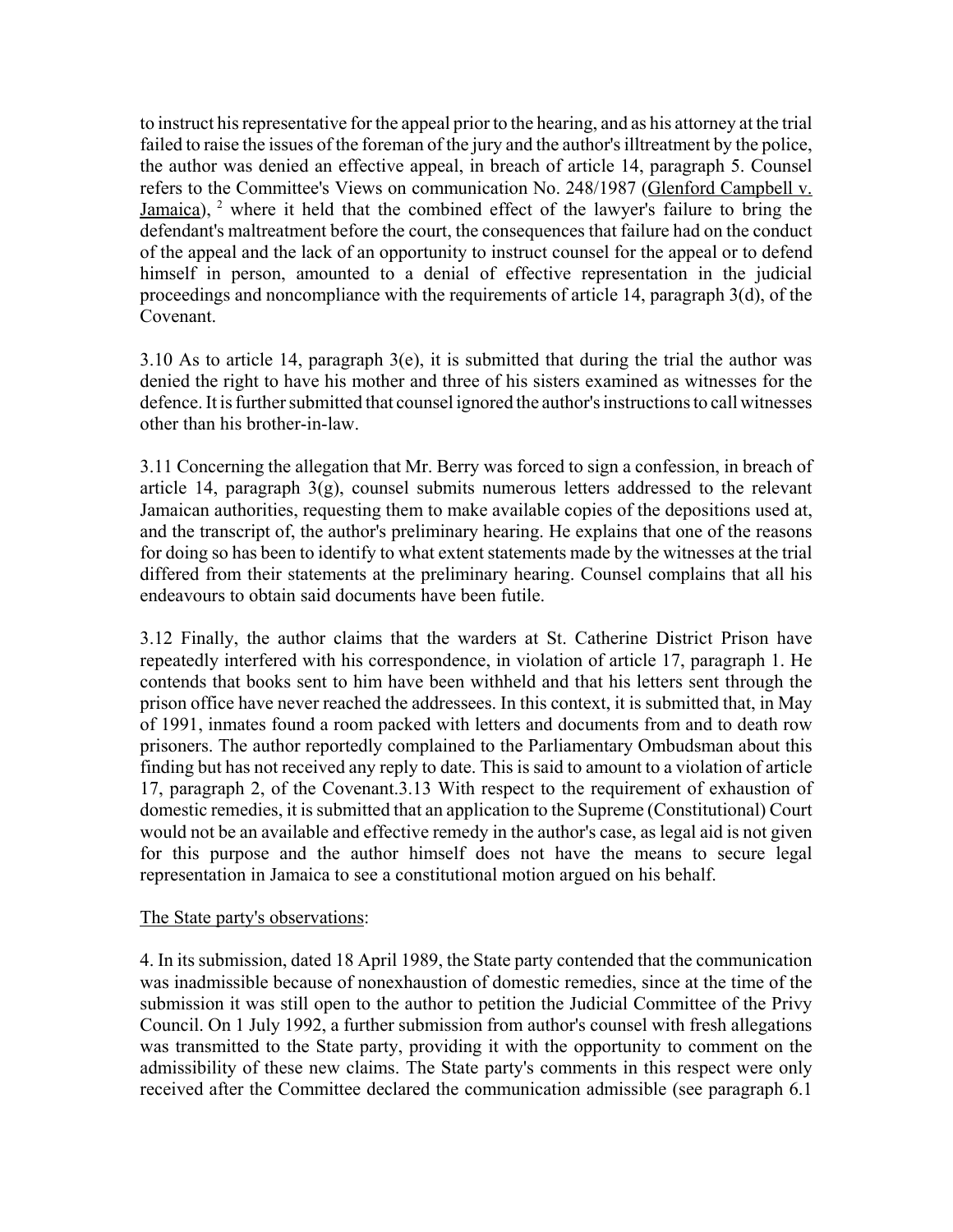to instruct his representative for the appeal prior to the hearing, and as his attorney at the trial failed to raise the issues of the foreman of the jury and the author's illtreatment by the police, the author was denied an effective appeal, in breach of article 14, paragraph 5. Counsel refers to the Committee's Views on communication No. 248/1987 (Glenford Campbell v. Jamaica), [2] where it held that the combined effect of the lawyer's failure to bring the defendant's maltreatment before the court, the consequences that failure had on the conduct of the appeal and the lack of an opportunity to instruct counsel for the appeal or to defend himself in person, amounted to a denial of effective representation in the judicial proceedings and noncompliance with the requirements of article 14, paragraph 3(d), of the Covenant.

3.10 As to article 14, paragraph 3(e), it is submitted that during the trial the author was denied the right to have his mother and three of his sisters examined as witnesses for the defence. It is further submitted that counsel ignored the author's instructions to call witnesses other than his brother-in-law.

3.11 Concerning the allegation that Mr. Berry was forced to sign a confession, in breach of article 14, paragraph 3(g), counsel submits numerous letters addressed to the relevant Jamaican authorities, requesting them to make available copies of the depositions used at, and the transcript of, the author's preliminary hearing. He explains that one of the reasons for doing so has been to identify to what extent statements made by the witnesses at the trial differed from their statements at the preliminary hearing. Counsel complains that all his endeavours to obtain said documents have been futile.

3.12 Finally, the author claims that the warders at St. Catherine District Prison have repeatedly interfered with his correspondence, in violation of article 17, paragraph 1. He contends that books sent to him have been withheld and that his letters sent through the prison office have never reached the addressees. In this context, it is submitted that, in May of 1991, inmates found a room packed with letters and documents from and to death row prisoners. The author reportedly complained to the Parliamentary Ombudsman about this finding but has not received any reply to date. This is said to amount to a violation of article 17, paragraph 2, of the Covenant.3.13 With respect to the requirement of exhaustion of domestic remedies, it is submitted that an application to the Supreme (Constitutional) Court would not be an available and effective remedy in the author's case, as legal aid is not given for this purpose and the author himself does not have the means to secure legal representation in Jamaica to see a constitutional motion argued on his behalf.

The State party's observations:

4. In its submission, dated 18 April 1989, the State party contended that the communication was inadmissible because of nonexhaustion of domestic remedies, since at the time of the submission it was still open to the author to petition the Judicial Committee of the Privy Council. On 1 July 1992, a further submission from author's counsel with fresh allegations was transmitted to the State party, providing it with the opportunity to comment on the admissibility of these new claims. The State party's comments in this respect were only received after the Committee declared the communication admissible (see paragraph 6.1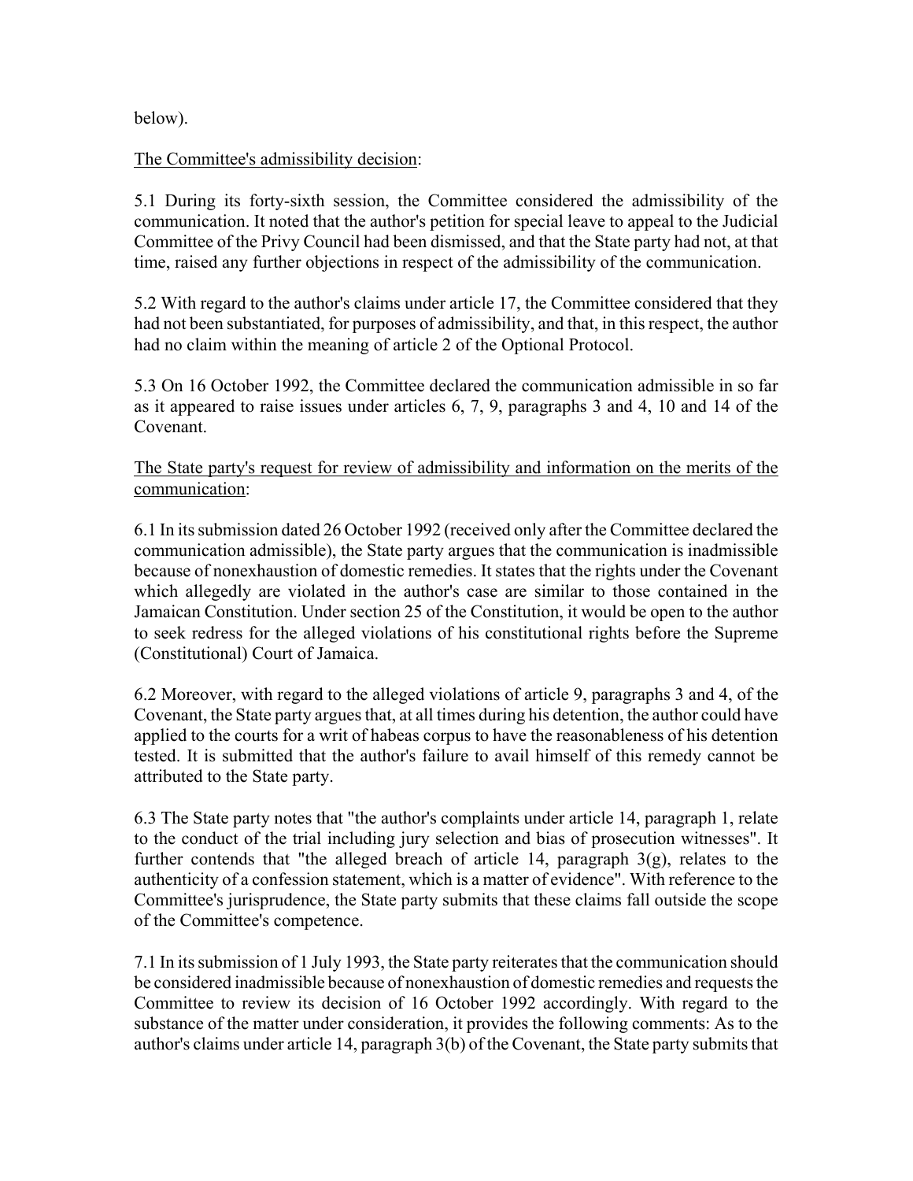below).

The Committee's admissibility decision:

5.1 During its forty-sixth session, the Committee considered the admissibility of the communication. It noted that the author's petition for special leave to appeal to the Judicial Committee of the Privy Council had been dismissed, and that the State party had not, at that time, raised any further objections in respect of the admissibility of the communication.

5.2 With regard to the author's claims under article 17, the Committee considered that they had not been substantiated, for purposes of admissibility, and that, in this respect, the author had no claim within the meaning of article 2 of the Optional Protocol.

5.3 On 16 October 1992, the Committee declared the communication admissible in so far as it appeared to raise issues under articles 6, 7, 9, paragraphs 3 and 4, 10 and 14 of the Covenant.

The State party's request for review of admissibility and information on the merits of the communication:

6.1 In its submission dated 26 October 1992 (received only after the Committee declared the communication admissible), the State party argues that the communication is inadmissible because of nonexhaustion of domestic remedies. It states that the rights under the Covenant which allegedly are violated in the author's case are similar to those contained in the Jamaican Constitution. Under section 25 of the Constitution, it would be open to the author to seek redress for the alleged violations of his constitutional rights before the Supreme (Constitutional) Court of Jamaica.

6.2 Moreover, with regard to the alleged violations of article 9, paragraphs 3 and 4, of the Covenant, the State party argues that, at all times during his detention, the author could have applied to the courts for a writ of habeas corpus to have the reasonableness of his detention tested. It is submitted that the author's failure to avail himself of this remedy cannot be attributed to the State party.

6.3 The State party notes that "the author's complaints under article 14, paragraph 1, relate to the conduct of the trial including jury selection and bias of prosecution witnesses". It further contends that "the alleged breach of article 14, paragraph 3(g), relates to the authenticity of a confession statement, which is a matter of evidence". With reference to the Committee's jurisprudence, the State party submits that these claims fall outside the scope of the Committee's competence.

7.1 In its submission of 1 July 1993, the State party reiterates that the communication should be considered inadmissible because of nonexhaustion of domestic remedies and requests the Committee to review its decision of 16 October 1992 accordingly. With regard to the substance of the matter under consideration, it provides the following comments: As to the author's claims under article 14, paragraph 3(b) of the Covenant, the State party submits that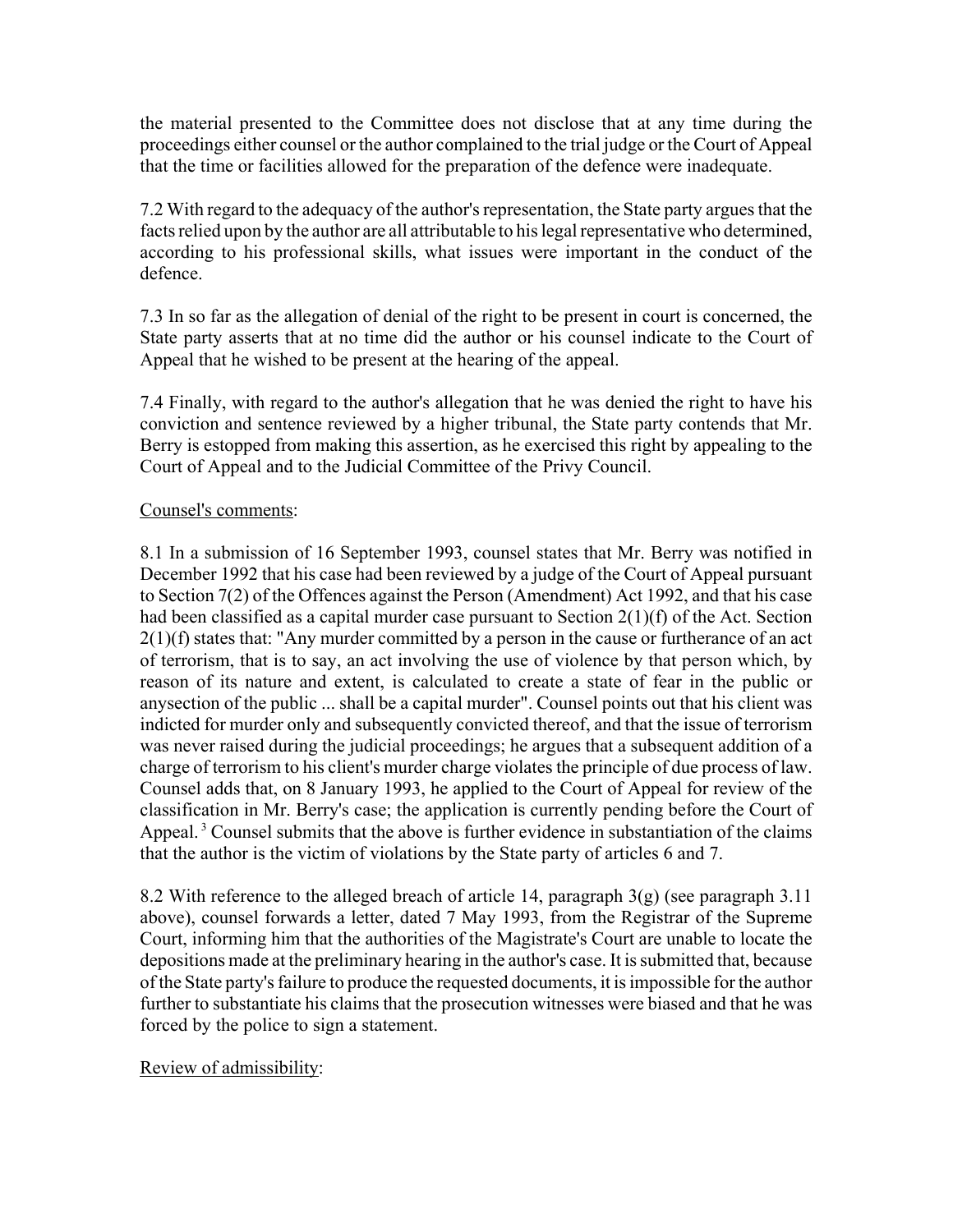the material presented to the Committee does not disclose that at any time during the proceedings either counsel or the author complained to the trial judge or the Court of Appeal that the time or facilities allowed for the preparation of the defence were inadequate.

7.2 With regard to the adequacy of the author's representation, the State party argues that the facts relied upon by the author are all attributable to his legal representative who determined, according to his professional skills, what issues were important in the conduct of the defence.

7.3 In so far as the allegation of denial of the right to be present in court is concerned, the State party asserts that at no time did the author or his counsel indicate to the Court of Appeal that he wished to be present at the hearing of the appeal.

7.4 Finally, with regard to the author's allegation that he was denied the right to have his conviction and sentence reviewed by a higher tribunal, the State party contends that Mr. Berry is estopped from making this assertion, as he exercised this right by appealing to the Court of Appeal and to the Judicial Committee of the Privy Council.

Counsel's comments:

8.1 In a submission of 16 September 1993, counsel states that Mr. Berry was notified in December 1992 that his case had been reviewed by a judge of the Court of Appeal pursuant to Section 7(2) of the Offences against the Person (Amendment) Act 1992, and that his case had been classified as a capital murder case pursuant to Section 2(1)(f) of the Act. Section 2(1)(f) states that: "Any murder committed by a person in the cause or furtherance of an act of terrorism, that is to say, an act involving the use of violence by that person which, by reason of its nature and extent, is calculated to create a state of fear in the public or anysection of the public ... shall be a capital murder". Counsel points out that his client was indicted for murder only and subsequently convicted thereof, and that the issue of terrorism was never raised during the judicial proceedings; he argues that a subsequent addition of a charge of terrorism to his client's murder charge violates the principle of due process of law. Counsel adds that, on 8 January 1993, he applied to the Court of Appeal for review of the classification in Mr. Berry's case; the application is currently pending before the Court of Appeal. [3] Counsel submits that the above is further evidence in substantiation of the claims that the author is the victim of violations by the State party of articles 6 and 7.

8.2 With reference to the alleged breach of article 14, paragraph 3(g) (see paragraph 3.11 above), counsel forwards a letter, dated 7 May 1993, from the Registrar of the Supreme Court, informing him that the authorities of the Magistrate's Court are unable to locate the depositions made at the preliminary hearing in the author's case. It is submitted that, because of the State party's failure to produce the requested documents, it is impossible for the author further to substantiate his claims that the prosecution witnesses were biased and that he was forced by the police to sign a statement.

Review of admissibility: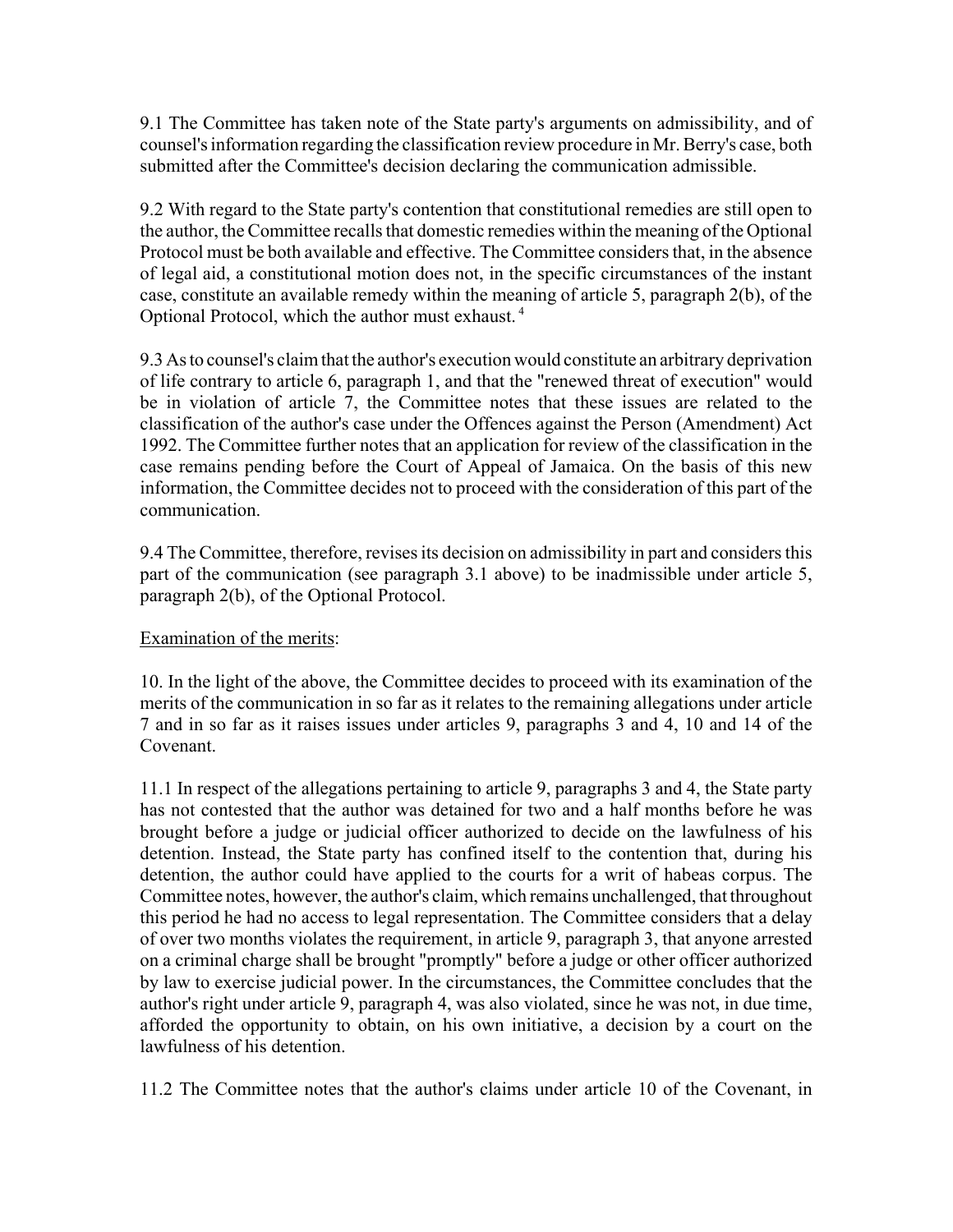9.1 The Committee has taken note of the State party's arguments on admissibility, and of counsel's information regarding the classification review procedure in Mr. Berry's case, both submitted after the Committee's decision declaring the communication admissible.

9.2 With regard to the State party's contention that constitutional remedies are still open to the author, the Committee recalls that domestic remedies within the meaning of the Optional Protocol must be both available and effective. The Committee considers that, in the absence of legal aid, a constitutional motion does not, in the specific circumstances of the instant case, constitute an available remedy within the meaning of article 5, paragraph 2(b), of the Optional Protocol, which the author must exhaust. [4]

9.3 As to counsel's claim that the author's execution would constitute an arbitrary deprivation of life contrary to article 6, paragraph 1, and that the "renewed threat of execution" would be in violation of article 7, the Committee notes that these issues are related to the classification of the author's case under the Offences against the Person (Amendment) Act 1992. The Committee further notes that an application for review of the classification in the case remains pending before the Court of Appeal of Jamaica. On the basis of this new information, the Committee decides not to proceed with the consideration of this part of the communication.

9.4 The Committee, therefore, revises its decision on admissibility in part and considers this part of the communication (see paragraph 3.1 above) to be inadmissible under article 5, paragraph 2(b), of the Optional Protocol.

Examination of the merits:

10. In the light of the above, the Committee decides to proceed with its examination of the merits of the communication in so far as it relates to the remaining allegations under article 7 and in so far as it raises issues under articles 9, paragraphs 3 and 4, 10 and 14 of the Covenant.

11.1 In respect of the allegations pertaining to article 9, paragraphs 3 and 4, the State party has not contested that the author was detained for two and a half months before he was brought before a judge or judicial officer authorized to decide on the lawfulness of his detention. Instead, the State party has confined itself to the contention that, during his detention, the author could have applied to the courts for a writ of habeas corpus. The Committee notes, however, the author's claim, which remains unchallenged, that throughout this period he had no access to legal representation. The Committee considers that a delay of over two months violates the requirement, in article 9, paragraph 3, that anyone arrested on a criminal charge shall be brought "promptly" before a judge or other officer authorized by law to exercise judicial power. In the circumstances, the Committee concludes that the author's right under article 9, paragraph 4, was also violated, since he was not, in due time, afforded the opportunity to obtain, on his own initiative, a decision by a court on the lawfulness of his detention.

11.2 The Committee notes that the author's claims under article 10 of the Covenant, in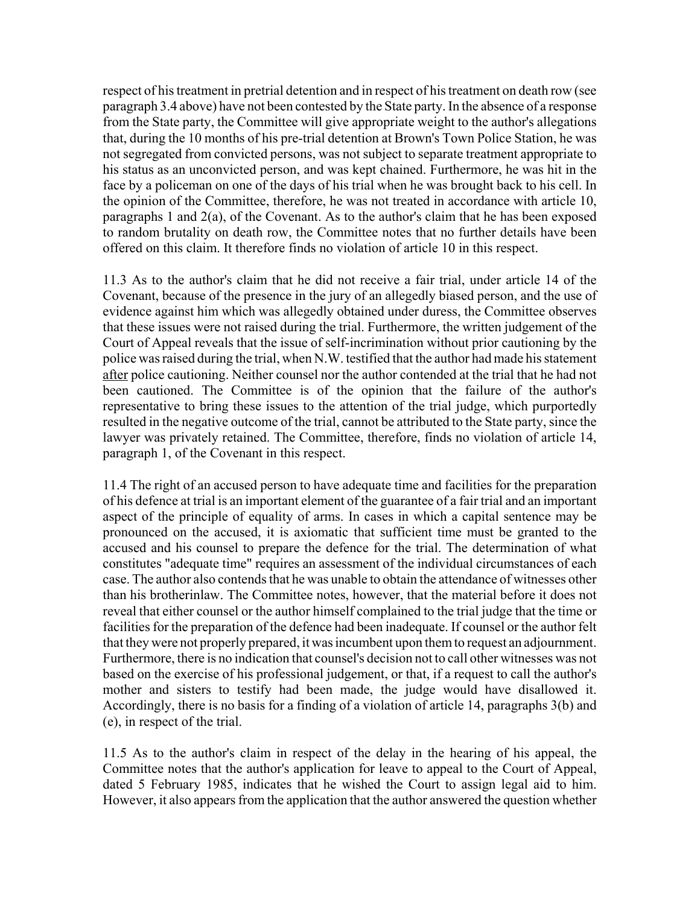respect of his treatment in pretrial detention and in respect of his treatment on death row (see paragraph 3.4 above) have not been contested by the State party. In the absence of a response from the State party, the Committee will give appropriate weight to the author's allegations that, during the 10 months of his pre-trial detention at Brown's Town Police Station, he was not segregated from convicted persons, was not subject to separate treatment appropriate to his status as an unconvicted person, and was kept chained. Furthermore, he was hit in the face by a policeman on one of the days of his trial when he was brought back to his cell. In the opinion of the Committee, therefore, he was not treated in accordance with article 10, paragraphs 1 and 2(a), of the Covenant. As to the author's claim that he has been exposed to random brutality on death row, the Committee notes that no further details have been offered on this claim. It therefore finds no violation of article 10 in this respect.

11.3 As to the author's claim that he did not receive a fair trial, under article 14 of the Covenant, because of the presence in the jury of an allegedly biased person, and the use of evidence against him which was allegedly obtained under duress, the Committee observes that these issues were not raised during the trial. Furthermore, the written judgement of the Court of Appeal reveals that the issue of self-incrimination without prior cautioning by the police was raised during the trial, when N.W. testified that the author had made his statement <u>after</u> police cautioning. Neither counsel nor the author contended at the trial that he had not been cautioned. The Committee is of the opinion that the failure of the author's representative to bring these issues to the attention of the trial judge, which purportedly resulted in the negative outcome of the trial, cannot be attributed to the State party, since the lawyer was privately retained. The Committee, therefore, finds no violation of article 14, paragraph 1, of the Covenant in this respect.

11.4 The right of an accused person to have adequate time and facilities for the preparation of his defence at trial is an important element of the guarantee of a fair trial and an important aspect of the principle of equality of arms. In cases in which a capital sentence may be pronounced on the accused, it is axiomatic that sufficient time must be granted to the accused and his counsel to prepare the defence for the trial. The determination of what constitutes "adequate time" requires an assessment of the individual circumstances of each case. The author also contends that he was unable to obtain the attendance of witnesses other than his brotherinlaw. The Committee notes, however, that the material before it does not reveal that either counsel or the author himself complained to the trial judge that the time or facilities for the preparation of the defence had been inadequate. If counsel or the author felt that they were not properly prepared, it was incumbent upon them to request an adjournment. Furthermore, there is no indication that counsel's decision not to call other witnesses was not based on the exercise of his professional judgement, or that, if a request to call the author's mother and sisters to testify had been made, the judge would have disallowed it. Accordingly, there is no basis for a finding of a violation of article 14, paragraphs 3(b) and (e), in respect of the trial.

11.5 As to the author's claim in respect of the delay in the hearing of his appeal, the Committee notes that the author's application for leave to appeal to the Court of Appeal, dated 5 February 1985, indicates that he wished the Court to assign legal aid to him. However, it also appears from the application that the author answered the question whether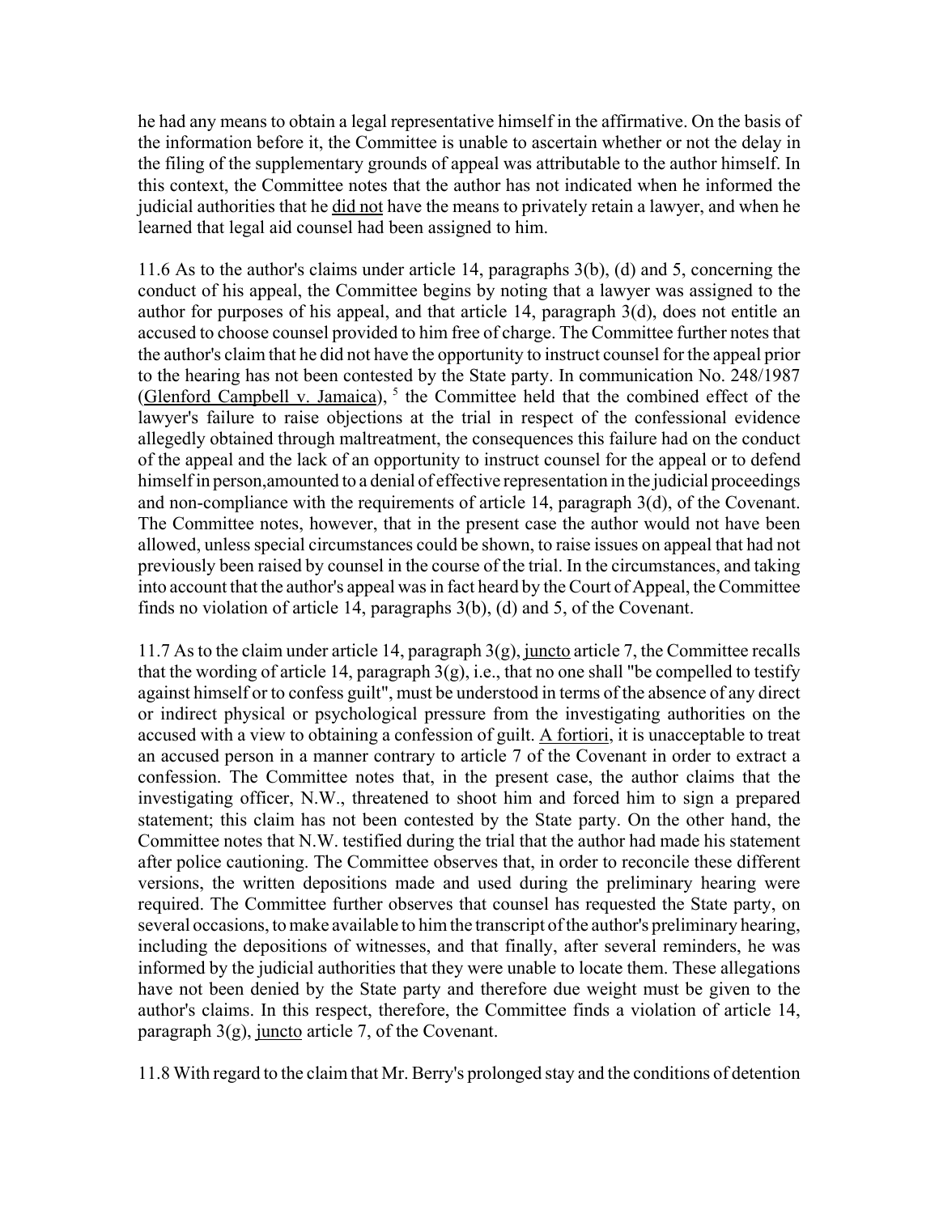he had any means to obtain a legal representative himself in the affirmative. On the basis of the information before it, the Committee is unable to ascertain whether or not the delay in the filing of the supplementary grounds of appeal was attributable to the author himself. In this context, the Committee notes that the author has not indicated when he informed the judicial authorities that he did not have the means to privately retain a lawyer, and when he learned that legal aid counsel had been assigned to him.

11.6 As to the author's claims under article 14, paragraphs 3(b), (d) and 5, concerning the conduct of his appeal, the Committee begins by noting that a lawyer was assigned to the author for purposes of his appeal, and that article 14, paragraph 3(d), does not entitle an accused to choose counsel provided to him free of charge. The Committee further notes that the author's claim that he did not have the opportunity to instruct counsel for the appeal prior to the hearing has not been contested by the State party. In communication No. 248/1987 (Glenford Campbell v. Jamaica), [5] the Committee held that the combined effect of the lawyer's failure to raise objections at the trial in respect of the confessional evidence allegedly obtained through maltreatment, the consequences this failure had on the conduct of the appeal and the lack of an opportunity to instruct counsel for the appeal or to defend himself in person,amounted to a denial of effective representation in the judicial proceedings and non-compliance with the requirements of article 14, paragraph 3(d), of the Covenant. The Committee notes, however, that in the present case the author would not have been allowed, unless special circumstances could be shown, to raise issues on appeal that had not previously been raised by counsel in the course of the trial. In the circumstances, and taking into account that the author's appeal was in fact heard by the Court of Appeal, the Committee finds no violation of article 14, paragraphs 3(b), (d) and 5, of the Covenant.

11.7 As to the claim under article 14, paragraph 3(g), juncto article 7, the Committee recalls that the wording of article 14, paragraph 3(g), i.e., that no one shall "be compelled to testify against himself or to confess guilt", must be understood in terms of the absence of any direct or indirect physical or psychological pressure from the investigating authorities on the accused with a view to obtaining a confession of guilt. A fortiori, it is unacceptable to treat an accused person in a manner contrary to article 7 of the Covenant in order to extract a confession. The Committee notes that, in the present case, the author claims that the investigating officer, N.W., threatened to shoot him and forced him to sign a prepared statement; this claim has not been contested by the State party. On the other hand, the Committee notes that N.W. testified during the trial that the author had made his statement after police cautioning. The Committee observes that, in order to reconcile these different versions, the written depositions made and used during the preliminary hearing were required. The Committee further observes that counsel has requested the State party, on several occasions, to make available to him the transcript of the author's preliminary hearing, including the depositions of witnesses, and that finally, after several reminders, he was informed by the judicial authorities that they were unable to locate them. These allegations have not been denied by the State party and therefore due weight must be given to the author's claims. In this respect, therefore, the Committee finds a violation of article 14, paragraph 3(g), juncto article 7, of the Covenant.

11.8 With regard to the claim that Mr. Berry's prolonged stay and the conditions of detention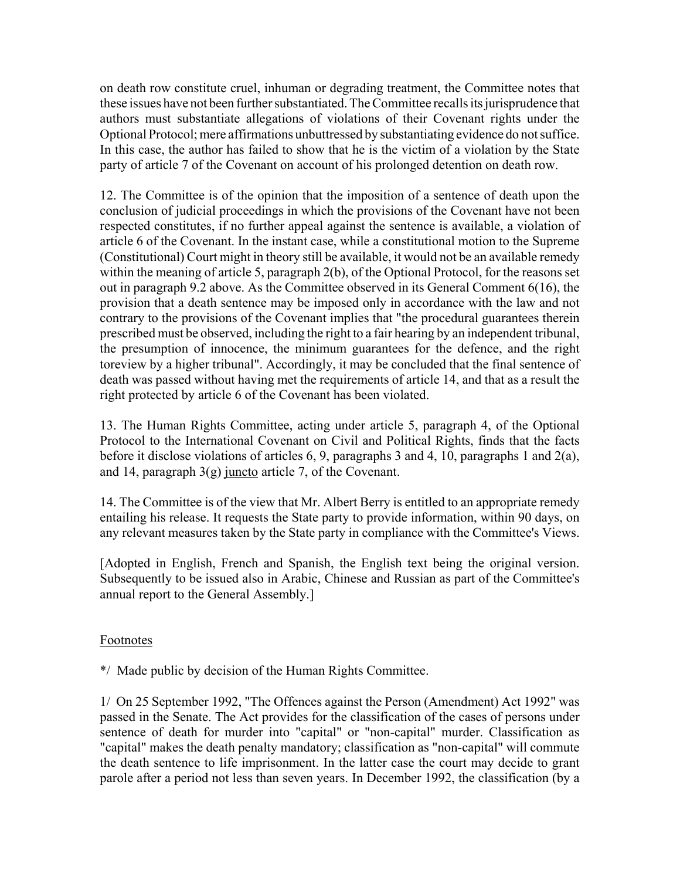on death row constitute cruel, inhuman or degrading treatment, the Committee notes that these issues have not been further substantiated. The Committee recalls its jurisprudence that authors must substantiate allegations of violations of their Covenant rights under the Optional Protocol; mere affirmations unbuttressed by substantiating evidence do not suffice. In this case, the author has failed to show that he is the victim of a violation by the State party of article 7 of the Covenant on account of his prolonged detention on death row.

12. The Committee is of the opinion that the imposition of a sentence of death upon the conclusion of judicial proceedings in which the provisions of the Covenant have not been respected constitutes, if no further appeal against the sentence is available, a violation of article 6 of the Covenant. In the instant case, while a constitutional motion to the Supreme (Constitutional) Court might in theory still be available, it would not be an available remedy within the meaning of article 5, paragraph 2(b), of the Optional Protocol, for the reasons set out in paragraph 9.2 above. As the Committee observed in its General Comment 6(16), the provision that a death sentence may be imposed only in accordance with the law and not contrary to the provisions of the Covenant implies that "the procedural guarantees therein prescribed must be observed, including the right to a fair hearing by an independent tribunal, the presumption of innocence, the minimum guarantees for the defence, and the right toreview by a higher tribunal". Accordingly, it may be concluded that the final sentence of death was passed without having met the requirements of article 14, and that as a result the right protected by article 6 of the Covenant has been violated.

13. The Human Rights Committee, acting under article 5, paragraph 4, of the Optional Protocol to the International Covenant on Civil and Political Rights, finds that the facts before it disclose violations of articles 6, 9, paragraphs 3 and 4, 10, paragraphs 1 and 2(a), and 14, paragraph 3(g) juncto article 7, of the Covenant.

14. The Committee is of the view that Mr. Albert Berry is entitled to an appropriate remedy entailing his release. It requests the State party to provide information, within 90 days, on any relevant measures taken by the State party in compliance with the Committee's Views.

[Adopted in English, French and Spanish, the English text being the original version. Subsequently to be issued also in Arabic, Chinese and Russian as part of the Committee's annual report to the General Assembly.]

Footnotes

*/ Made public by decision of the Human Rights Committee.

1/ On 25 September 1992, "The Offences against the Person (Amendment) Act 1992" was passed in the Senate. The Act provides for the classification of the cases of persons under sentence of death for murder into "capital" or "non-capital" murder. Classification as "capital" makes the death penalty mandatory; classification as "non-capital" will commute the death sentence to life imprisonment. In the latter case the court may decide to grant parole after a period not less than seven years. In December 1992, the classification (by a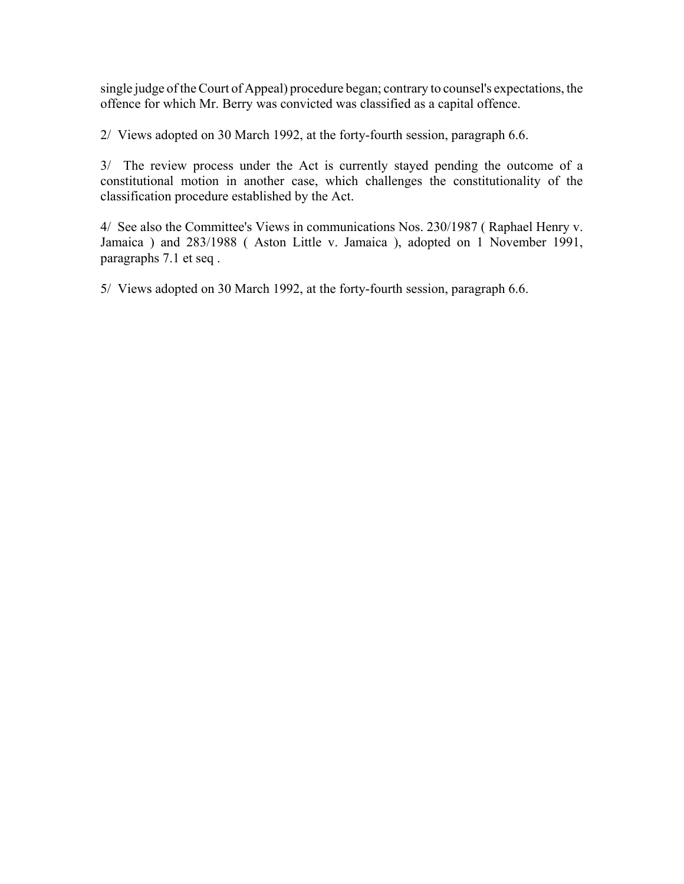single judge of the Court of Appeal) procedure began; contrary to counsel's expectations, the offence for which Mr. Berry was convicted was classified as a capital offence.

2/ Views adopted on 30 March 1992, at the forty-fourth session, paragraph 6.6.

3/ The review process under the Act is currently stayed pending the outcome of a constitutional motion in another case, which challenges the constitutionality of the classification procedure established by the Act.

4/ See also the Committee's Views in communications Nos. 230/1987 ( Raphael Henry v. Jamaica ) and 283/1988 ( Aston Little v. Jamaica ), adopted on 1 November 1991, paragraphs 7.1 et seq .

5/ Views adopted on 30 March 1992, at the forty-fourth session, paragraph 6.6.